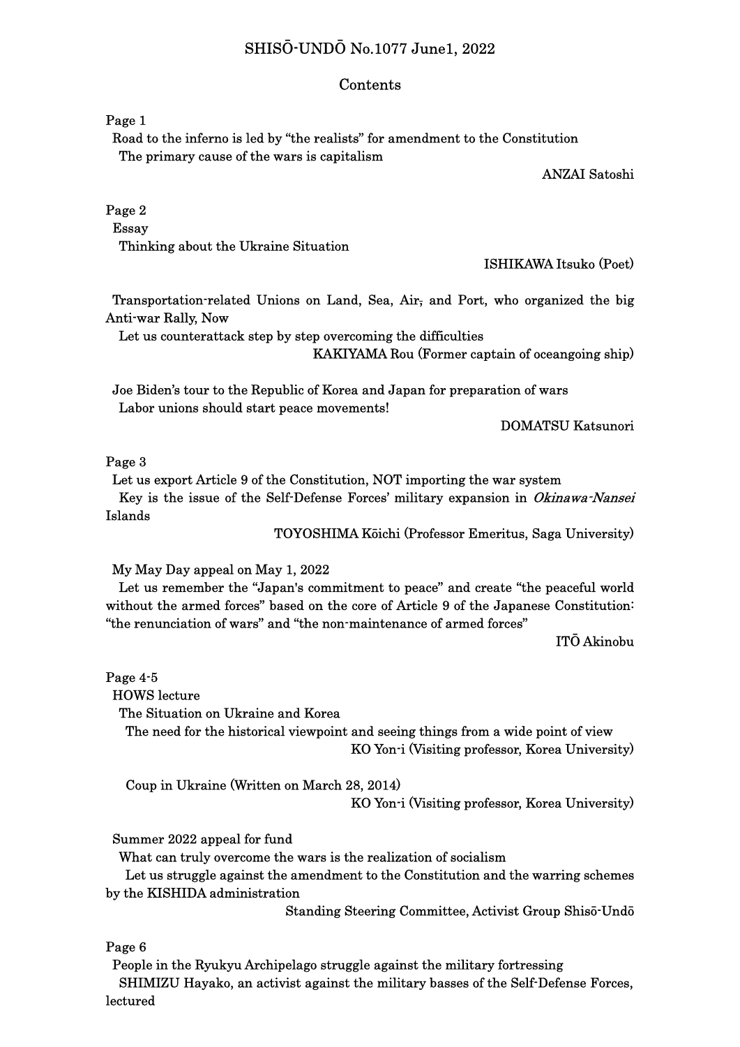# SHISŌ-UNDŌ No.1077 June1, 2022

## Contents

Page 1

Road to the inferno is led by "the realists" for amendment to the Constitution

The primary cause of the wars is capitalism

ANZAI Satoshi

Page 2

Essay

Thinking about the Ukraine Situation

ISHIKAWA Itsuko (Poet)

Transportation-related Unions on Land, Sea, Air, and Port, who organized the big Anti-war Rally, Now

Let us counterattack step by step overcoming the difficulties

KAKIYAMA Rou (Former captain of oceangoing ship)

Joe Biden's tour to the Republic of Korea and Japan for preparation of wars

Labor unions should start peace movements!

DOMATSU Katsunori

Page 3

Let us export Article 9 of the Constitution, NOT importing the war system

Key is the issue of the Self-Defense Forces' military expansion in *Okinawa-Nansei* Islands

TOYOSHIMA Kōichi (Professor Emeritus, Saga University)

My May Day appeal on May 1, 2022

Let us remember the "Japan's commitment to peace" and create "the peaceful world without the armed forces" based on the core of Article 9 of the Japanese Constitution: "the renunciation of wars" and "the non-maintenance of armed forces"

ITŌ Akinobu

Page 4-5

HOWS lecture

The Situation on Ukraine and Korea

The need for the historical viewpoint and seeing things from a wide point of view

KO Yon-i (Visiting professor, Korea University)

Coup in Ukraine (Written on March 28, 2014)

KO Yon-i (Visiting professor, Korea University)

Summer 2022 appeal for fund

What can truly overcome the wars is the realization of socialism

Let us struggle against the amendment to the Constitution and the warring schemes by the KISHIDA administration

Standing Steering Committee, Activist Group Shisō-Undō

Page 6

People in the Ryukyu Archipelago struggle against the military fortressing

SHIMIZU Hayako, an activist against the military basses of the Self-Defense Forces, lectured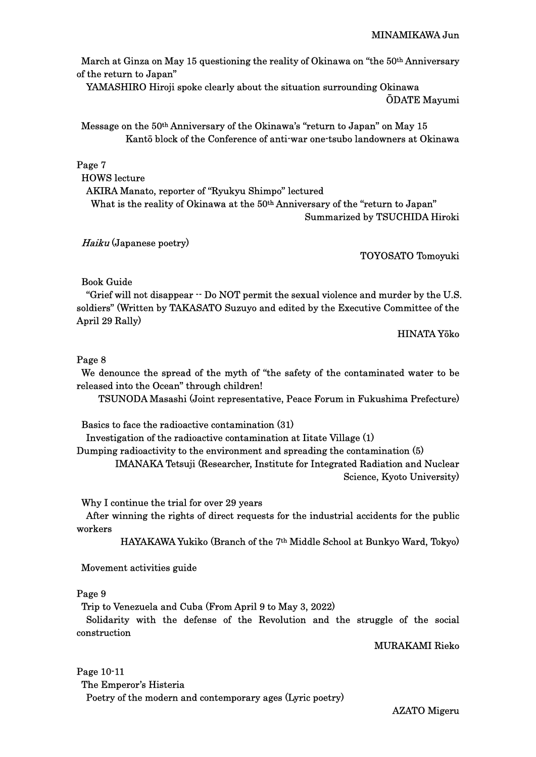MINAMIKAWA Jun

March at Ginza on May 15 questioning the reality of Okinawa on "the 50th Anniversary of the return to Japan"

YAMASHIRO Hiroji spoke clearly about the situation surrounding Okinawa

ŌDATE Mayumi

Message on the 50th Anniversary of the Okinawa's "return to Japan" on May 15

Kantō block of the Conference of anti-war one-tsubo landowners at Okinawa

Page 7

HOWS lecture

AKIRA Manato, reporter of "Ryukyu Shimpo" lectured

What is the reality of Okinawa at the 50th Anniversary of the "return to Japan"

Summarized by TSUCHIDA Hiroki

*Haiku* (Japanese poetry)

TOYOSATO Tomoyuki

Book Guide

"Grief will not disappear -- Do NOT permit the sexual violence and murder by the U.S. soldiers" (Written by TAKASATO Suzuyo and edited by the Executive Committee of the April 29 Rally)

HINATA Yōko

Page 8

We denounce the spread of the myth of "the safety of the contaminated water to be released into the Ocean" through children!

TSUNODA Masashi (Joint representative, Peace Forum in Fukushima Prefecture)

Basics to face the radioactive contamination (31)

Investigation of the radioactive contamination at Iitate Village (1)

Dumping radioactivity to the environment and spreading the contamination (5)

IMANAKA Tetsuji (Researcher, Institute for Integrated Radiation and Nuclear Science, Kyoto University)

Why I continue the trial for over 29 years

After winning the rights of direct requests for the industrial accidents for the public workers

HAYAKAWA Yukiko (Branch of the 7th Middle School at Bunkyo Ward, Tokyo)

Movement activities guide

Page 9

Trip to Venezuela and Cuba (From April 9 to May 3, 2022)

Solidarity with the defense of the Revolution and the struggle of the social construction

MURAKAMI Rieko

Page 10-11

The Emperor's Histeria

Poetry of the modern and contemporary ages (Lyric poetry)

AZATO Migeru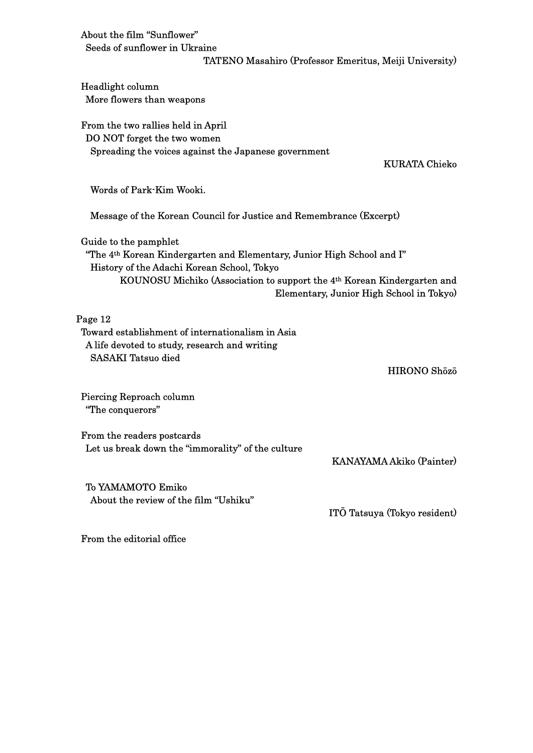About the film "Sunflower"
Seeds of sunflower in Ukraine
TATENO Masahiro (Professor Emeritus, Meiji University)

Headlight column
More flowers than weapons

From the two rallies held in April
DO NOT forget the two women
Spreading the voices against the Japanese government
KURATA Chieko

Words of Park-Kim Wooki.

Message of the Korean Council for Justice and Remembrance (Excerpt)

Guide to the pamphlet
"The 4th Korean Kindergarten and Elementary, Junior High School and I"
History of the Adachi Korean School, Tokyo
KOUNOSU Michiko (Association to support the 4th Korean Kindergarten and Elementary, Junior High School in Tokyo)

Page 12

Toward establishment of internationalism in Asia
A life devoted to study, research and writing
SASAKI Tatsuo died
HIRONO Shōzō

Piercing Reproach column
"The conquerors"

From the readers postcards
Let us break down the "immorality" of the culture
KANAYAMA Akiko (Painter)

To YAMAMOTO Emiko
About the review of the film "Ushiku"
ITŌ Tatsuya (Tokyo resident)

From the editorial office